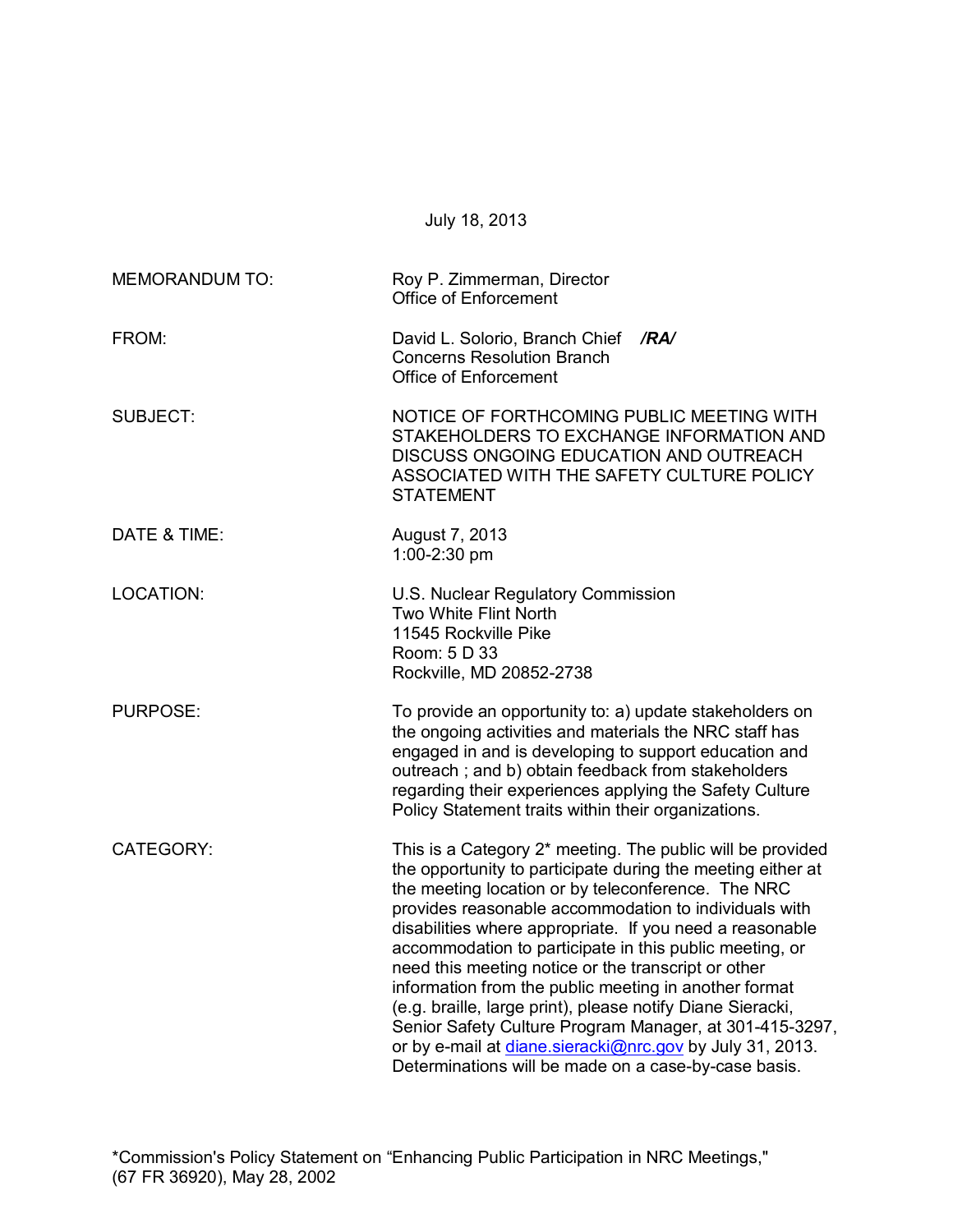July 18, 2013

MEMORANDUM TO: Roy P. Zimmerman, Director
Office of Enforcement

FROM: David L. Solorio, Branch Chief **/RA/**
Concerns Resolution Branch
Office of Enforcement

SUBJECT: NOTICE OF FORTHCOMING PUBLIC MEETING WITH STAKEHOLDERS TO EXCHANGE INFORMATION AND DISCUSS ONGOING EDUCATION AND OUTREACH ASSOCIATED WITH THE SAFETY CULTURE POLICY STATEMENT

DATE & TIME: August 7, 2013
1:00-2:30 pm

LOCATION: U.S. Nuclear Regulatory Commission
Two White Flint North
11545 Rockville Pike
Room: 5 D 33
Rockville, MD 20852-2738

PURPOSE: To provide an opportunity to: a) update stakeholders on the ongoing activities and materials the NRC staff has engaged in and is developing to support education and outreach ; and b) obtain feedback from stakeholders regarding their experiences applying the Safety Culture Policy Statement traits within their organizations.

CATEGORY: This is a Category 2* meeting. The public will be provided the opportunity to participate during the meeting either at the meeting location or by teleconference. The NRC provides reasonable accommodation to individuals with disabilities where appropriate. If you need a reasonable accommodation to participate in this public meeting, or need this meeting notice or the transcript or other information from the public meeting in another format (e.g. braille, large print), please notify Diane Sieracki, Senior Safety Culture Program Manager, at 301-415-3297, or by e-mail at diane.sieracki@nrc.gov by July 31, 2013. Determinations will be made on a case-by-case basis.

*Commission's Policy Statement on "Enhancing Public Participation in NRC Meetings," (67 FR 36920), May 28, 2002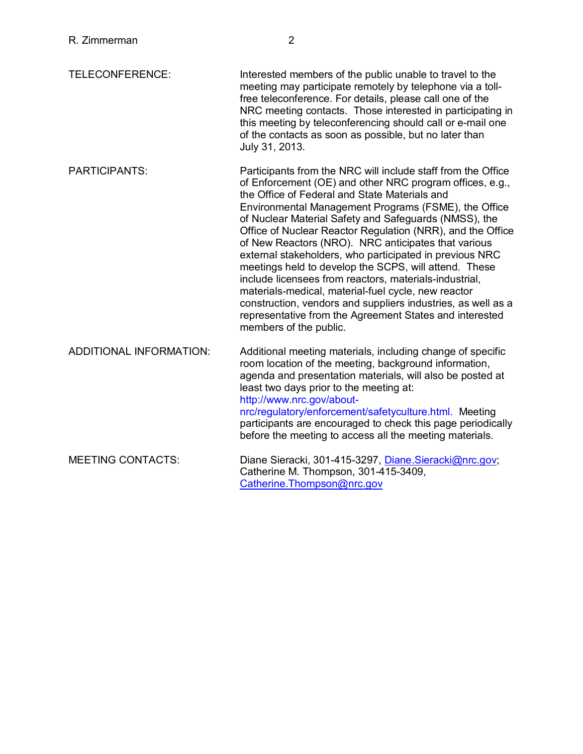**TELECONFERENCE:** Interested members of the public unable to travel to the meeting may participate remotely by telephone via a toll-free teleconference. For details, please call one of the NRC meeting contacts. Those interested in participating in this meeting by teleconferencing should call or e-mail one of the contacts as soon as possible, but no later than July 31, 2013.

**PARTICIPANTS:** Participants from the NRC will include staff from the Office of Enforcement (OE) and other NRC program offices, e.g., the Office of Federal and State Materials and Environmental Management Programs (FSME), the Office of Nuclear Material Safety and Safeguards (NMSS), the Office of Nuclear Reactor Regulation (NRR), and the Office of New Reactors (NRO). NRC anticipates that various external stakeholders, who participated in previous NRC meetings held to develop the SCPS, will attend. These include licensees from reactors, materials-industrial, materials-medical, material-fuel cycle, new reactor construction, vendors and suppliers industries, as well as a representative from the Agreement States and interested members of the public.

**ADDITIONAL INFORMATION:** Additional meeting materials, including change of specific room location of the meeting, background information, agenda and presentation materials, will also be posted at least two days prior to the meeting at: http://www.nrc.gov/about-nrc/regulatory/enforcement/safetyculture.html. Meeting participants are encouraged to check this page periodically before the meeting to access all the meeting materials.

**MEETING CONTACTS:** Diane Sieracki, 301-415-3297, Diane.Sieracki@nrc.gov; Catherine M. Thompson, 301-415-3409, Catherine.Thompson@nrc.gov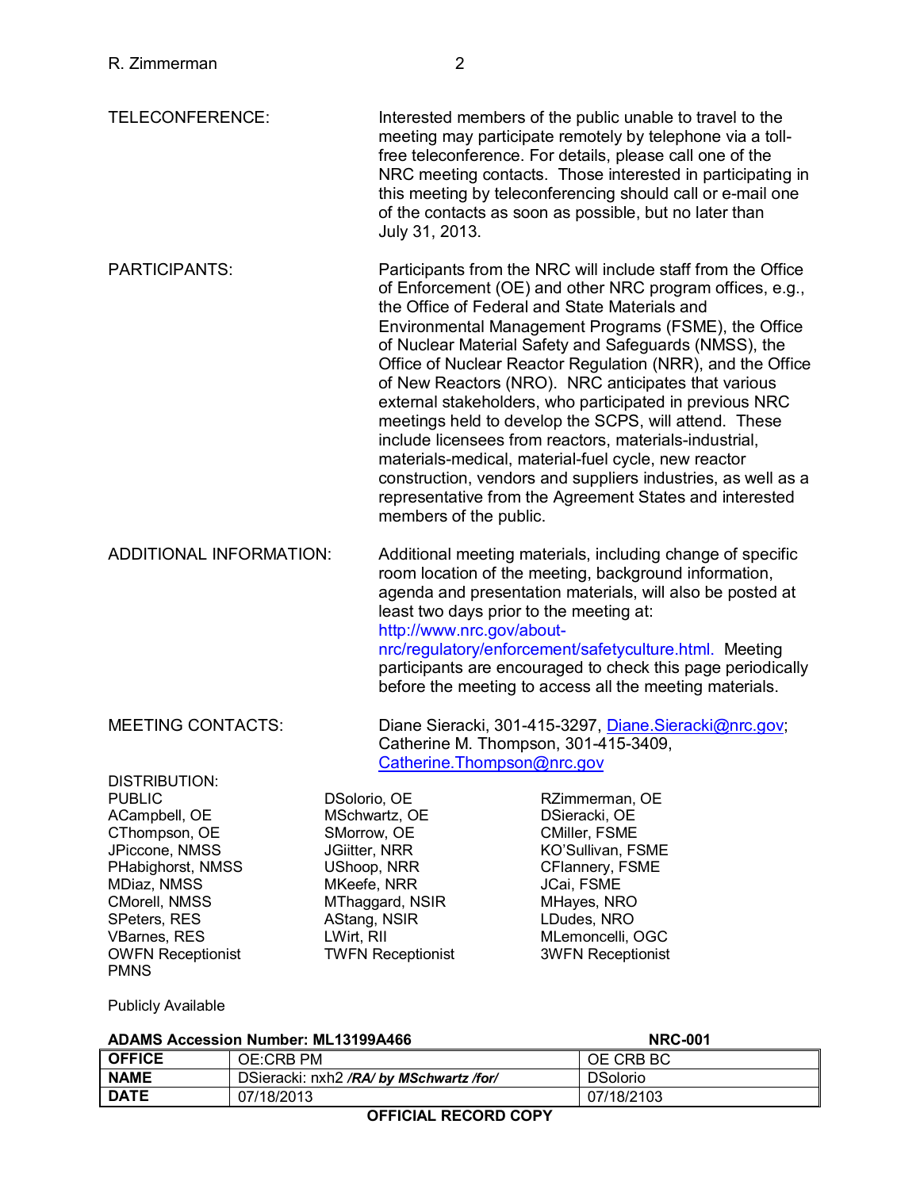TELECONFERENCE: Interested members of the public unable to travel to the meeting may participate remotely by telephone via a toll-free teleconference. For details, please call one of the NRC meeting contacts. Those interested in participating in this meeting by teleconferencing should call or e-mail one of the contacts as soon as possible, but no later than July 31, 2013.

PARTICIPANTS: Participants from the NRC will include staff from the Office of Enforcement (OE) and other NRC program offices, e.g., the Office of Federal and State Materials and Environmental Management Programs (FSME), the Office of Nuclear Material Safety and Safeguards (NMSS), the Office of Nuclear Reactor Regulation (NRR), and the Office of New Reactors (NRO). NRC anticipates that various external stakeholders, who participated in previous NRC meetings held to develop the SCPS, will attend. These include licensees from reactors, materials-industrial, materials-medical, material-fuel cycle, new reactor construction, vendors and suppliers industries, as well as a representative from the Agreement States and interested members of the public.

ADDITIONAL INFORMATION: Additional meeting materials, including change of specific room location of the meeting, background information, agenda and presentation materials, will also be posted at least two days prior to the meeting at: http://www.nrc.gov/about-nrc/regulatory/enforcement/safetyculture.html. Meeting participants are encouraged to check this page periodically before the meeting to access all the meeting materials.

MEETING CONTACTS: Diane Sieracki, 301-415-3297, Diane.Sieracki@nrc.gov; Catherine M. Thompson, 301-415-3409, Catherine.Thompson@nrc.gov

DISTRIBUTION:

| | | |
|---|---|---|
| PUBLIC | DSolorio, OE | RZimmerman, OE |
| ACampbell, OE | MSchwartz, OE | DSieracki, OE |
| CThompson, OE | SMorrow, OE | CMiller, FSME |
| JPiccone, NMSS | JGiitter, NRR | KO'Sullivan, FSME |
| PHabighorst, NMSS | UShoop, NRR | CFlannery, FSME |
| MDiaz, NMSS | MKeefe, NRR | JCai, FSME |
| CMorell, NMSS | MThaggard, NSIR | MHayes, NRO |
| SPeters, RES | AStang, NSIR | LDudes, NRO |
| VBarnes, RES | LWirt, RII | MLemoncelli, OGC |
| OWFN Receptionist | TWFN Receptionist | 3WFN Receptionist |
| PMNS | | |

Publicly Available

**ADAMS Accession Number: ML13199A466** **NRC-001**

| **OFFICE** | OE:CRB PM | OE CRB BC |
|---|---|---|
| **NAME** | DSieracki: nxh2 ***/RA/ by MSchwartz /for/*** | DSolorio |
| **DATE** | 07/18/2013 | 07/18/2103 |

**OFFICIAL RECORD COPY**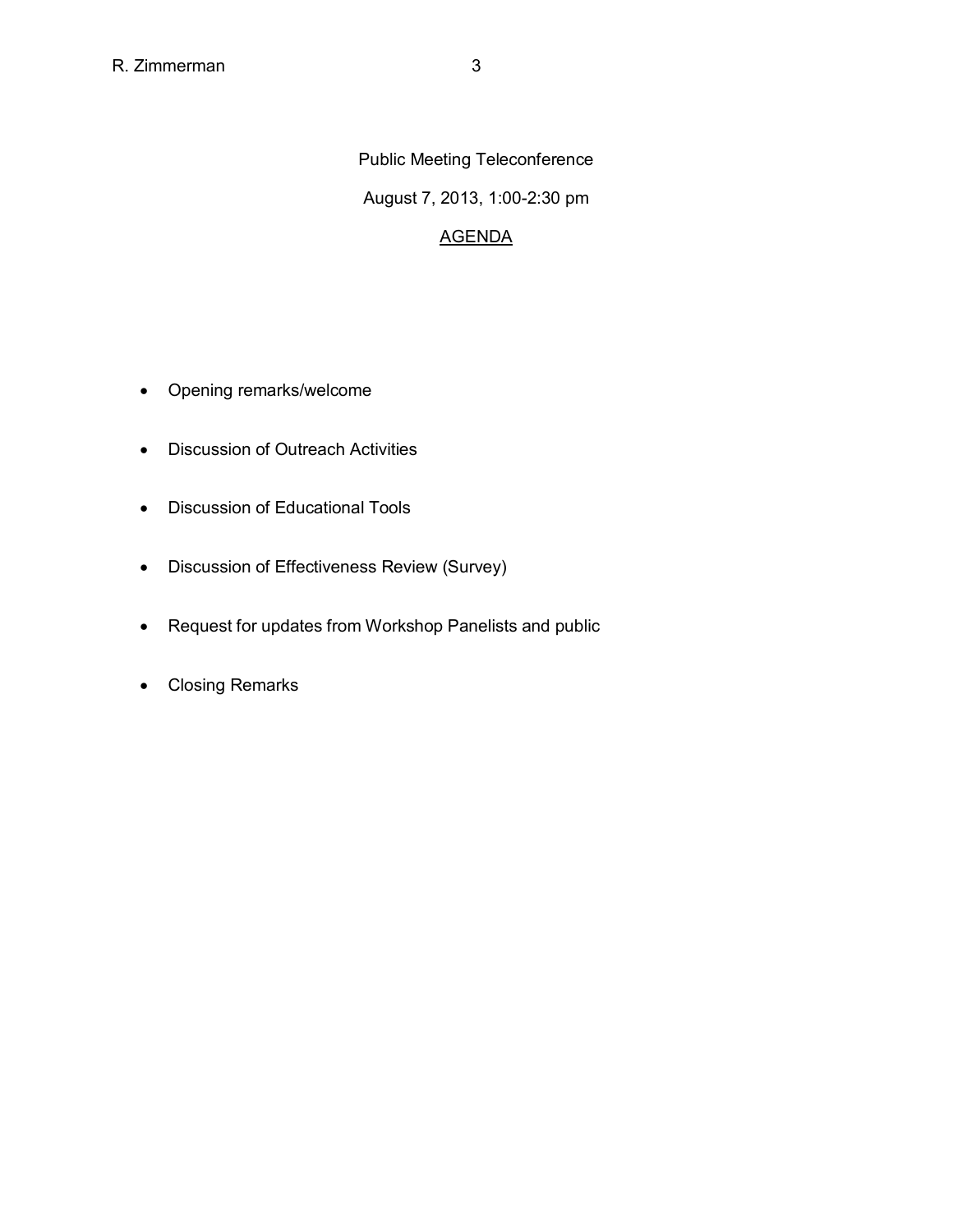Public Meeting Teleconference

August 7, 2013, 1:00-2:30 pm

AGENDA

- Opening remarks/welcome
- Discussion of Outreach Activities
- Discussion of Educational Tools
- Discussion of Effectiveness Review (Survey)
- Request for updates from Workshop Panelists and public
- Closing Remarks